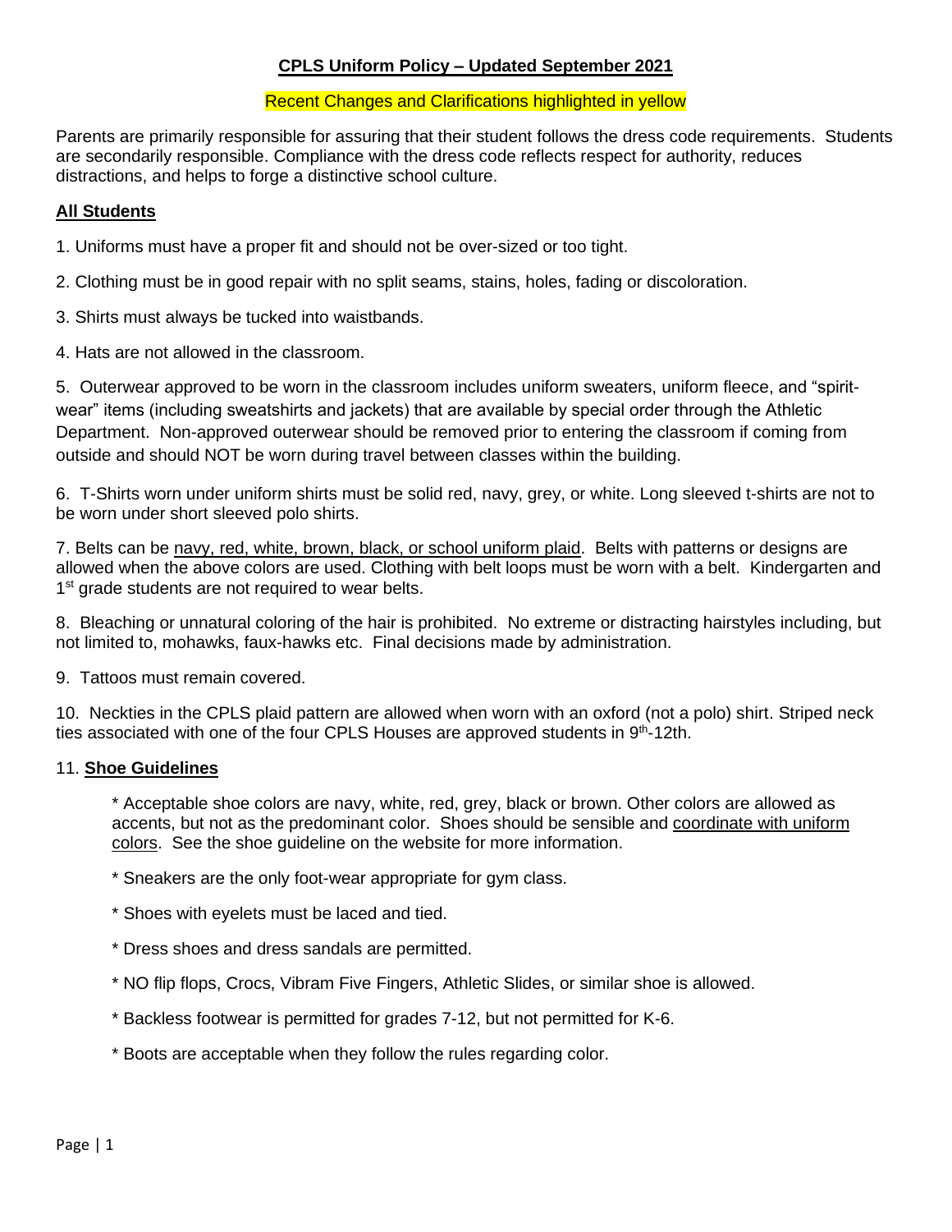# CPLS Uniform Policy – Updated September 2021

Recent Changes and Clarifications highlighted in yellow

Parents are primarily responsible for assuring that their student follows the dress code requirements. Students are secondarily responsible. Compliance with the dress code reflects respect for authority, reduces distractions, and helps to forge a distinctive school culture.

## All Students

1. Uniforms must have a proper fit and should not be over-sized or too tight.

2. Clothing must be in good repair with no split seams, stains, holes, fading or discoloration.

3. Shirts must always be tucked into waistbands.

4. Hats are not allowed in the classroom.

5. Outerwear approved to be worn in the classroom includes uniform sweaters, uniform fleece, and "spirit-wear" items (including sweatshirts and jackets) that are available by special order through the Athletic Department. Non-approved outerwear should be removed prior to entering the classroom if coming from outside and should NOT be worn during travel between classes within the building.

6. T-Shirts worn under uniform shirts must be solid red, navy, grey, or white. Long sleeved t-shirts are not to be worn under short sleeved polo shirts.

7. Belts can be navy, red, white, brown, black, or school uniform plaid. Belts with patterns or designs are allowed when the above colors are used. Clothing with belt loops must be worn with a belt. Kindergarten and 1st grade students are not required to wear belts.

8. Bleaching or unnatural coloring of the hair is prohibited. No extreme or distracting hairstyles including, but not limited to, mohawks, faux-hawks etc. Final decisions made by administration.

9. Tattoos must remain covered.

10. Neckties in the CPLS plaid pattern are allowed when worn with an oxford (not a polo) shirt. Striped neck ties associated with one of the four CPLS Houses are approved students in 9th-12th.

11. **Shoe Guidelines**

   * Acceptable shoe colors are navy, white, red, grey, black or brown. Other colors are allowed as accents, but not as the predominant color. Shoes should be sensible and coordinate with uniform colors. See the shoe guideline on the website for more information.

   * Sneakers are the only foot-wear appropriate for gym class.

   * Shoes with eyelets must be laced and tied.

   * Dress shoes and dress sandals are permitted.

   * NO flip flops, Crocs, Vibram Five Fingers, Athletic Slides, or similar shoe is allowed.

   * Backless footwear is permitted for grades 7-12, but not permitted for K-6.

   * Boots are acceptable when they follow the rules regarding color.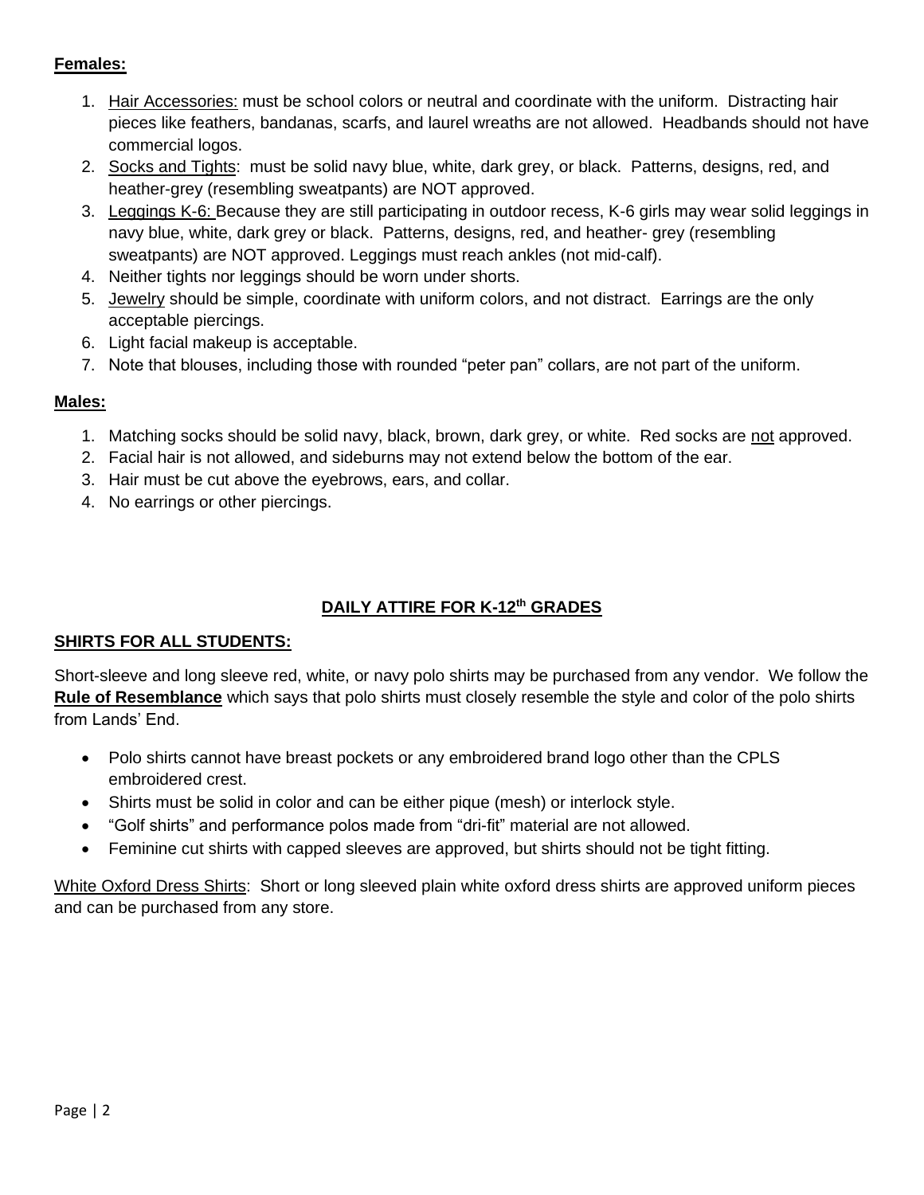**Females:**

1. Hair Accessories: must be school colors or neutral and coordinate with the uniform. Distracting hair pieces like feathers, bandanas, scarfs, and laurel wreaths are not allowed. Headbands should not have commercial logos.
2. Socks and Tights: must be solid navy blue, white, dark grey, or black. Patterns, designs, red, and heather-grey (resembling sweatpants) are NOT approved.
3. Leggings K-6: Because they are still participating in outdoor recess, K-6 girls may wear solid leggings in navy blue, white, dark grey or black. Patterns, designs, red, and heather- grey (resembling sweatpants) are NOT approved. Leggings must reach ankles (not mid-calf).
4. Neither tights nor leggings should be worn under shorts.
5. Jewelry should be simple, coordinate with uniform colors, and not distract. Earrings are the only acceptable piercings.
6. Light facial makeup is acceptable.
7. Note that blouses, including those with rounded "peter pan" collars, are not part of the uniform.

**Males:**

1. Matching socks should be solid navy, black, brown, dark grey, or white. Red socks are not approved.
2. Facial hair is not allowed, and sideburns may not extend below the bottom of the ear.
3. Hair must be cut above the eyebrows, ears, and collar.
4. No earrings or other piercings.

## DAILY ATTIRE FOR K-12th GRADES

### SHIRTS FOR ALL STUDENTS:

Short-sleeve and long sleeve red, white, or navy polo shirts may be purchased from any vendor. We follow the **Rule of Resemblance** which says that polo shirts must closely resemble the style and color of the polo shirts from Lands' End.

- Polo shirts cannot have breast pockets or any embroidered brand logo other than the CPLS embroidered crest.
- Shirts must be solid in color and can be either pique (mesh) or interlock style.
- "Golf shirts" and performance polos made from "dri-fit" material are not allowed.
- Feminine cut shirts with capped sleeves are approved, but shirts should not be tight fitting.

White Oxford Dress Shirts: Short or long sleeved plain white oxford dress shirts are approved uniform pieces and can be purchased from any store.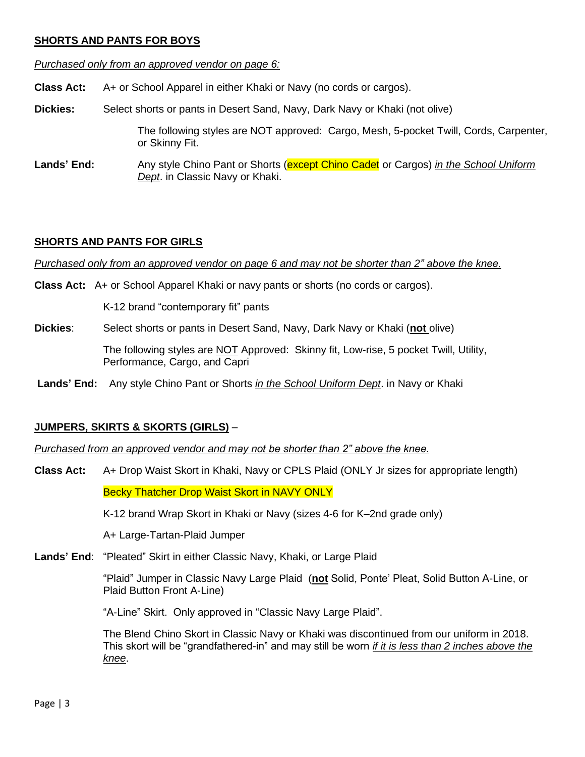## SHORTS AND PANTS FOR BOYS

*Purchased only from an approved vendor on page 6:*

**Class Act:** A+ or School Apparel in either Khaki or Navy (no cords or cargos).

**Dickies:** Select shorts or pants in Desert Sand, Navy, Dark Navy or Khaki (not olive)

The following styles are NOT approved: Cargo, Mesh, 5-pocket Twill, Cords, Carpenter, or Skinny Fit.

**Lands' End:** Any style Chino Pant or Shorts (except Chino Cadet or Cargos) *in the School Uniform Dept*. in Classic Navy or Khaki.

## SHORTS AND PANTS FOR GIRLS

*Purchased only from an approved vendor on page 6 and may not be shorter than 2" above the knee.*

**Class Act:** A+ or School Apparel Khaki or navy pants or shorts (no cords or cargos).

K-12 brand "contemporary fit" pants

**Dickies**: Select shorts or pants in Desert Sand, Navy, Dark Navy or Khaki (**not** olive)

The following styles are NOT Approved: Skinny fit, Low-rise, 5 pocket Twill, Utility, Performance, Cargo, and Capri

**Lands' End:** Any style Chino Pant or Shorts *in the School Uniform Dept*. in Navy or Khaki

## JUMPERS, SKIRTS & SKORTS (GIRLS) –

*Purchased from an approved vendor and may not be shorter than 2" above the knee.*

**Class Act:** A+ Drop Waist Skort in Khaki, Navy or CPLS Plaid (ONLY Jr sizes for appropriate length)

Becky Thatcher Drop Waist Skort in NAVY ONLY

K-12 brand Wrap Skort in Khaki or Navy (sizes 4-6 for K–2nd grade only)

A+ Large-Tartan-Plaid Jumper

**Lands' End**: "Pleated" Skirt in either Classic Navy, Khaki, or Large Plaid

"Plaid" Jumper in Classic Navy Large Plaid (**not** Solid, Ponte' Pleat, Solid Button A-Line, or Plaid Button Front A-Line)

"A-Line" Skirt. Only approved in "Classic Navy Large Plaid".

The Blend Chino Skort in Classic Navy or Khaki was discontinued from our uniform in 2018. This skort will be "grandfathered-in" and may still be worn *if it is less than 2 inches above the knee*.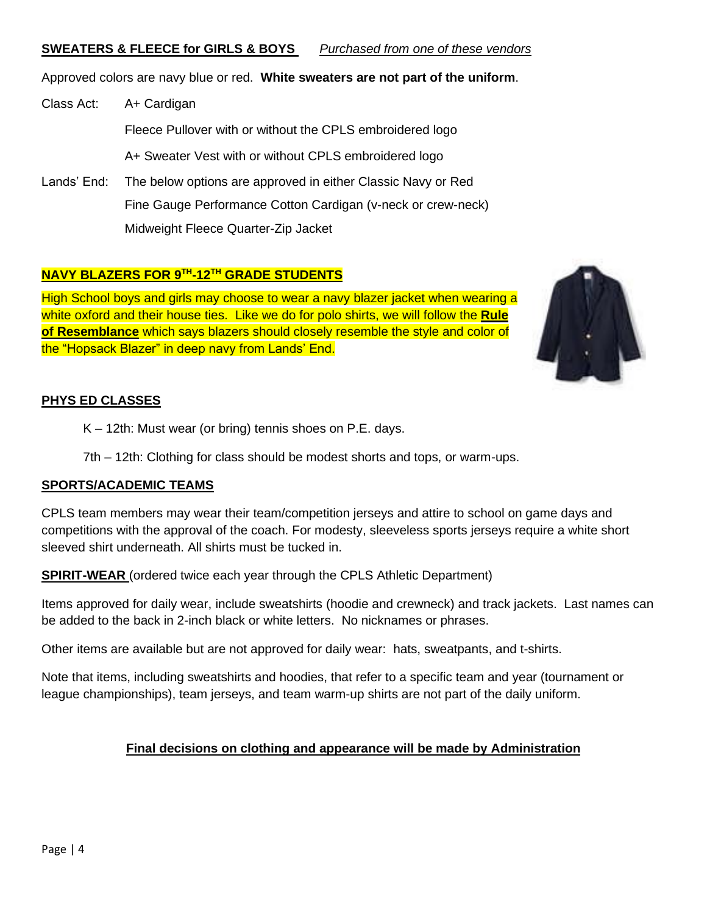**SWEATERS & FLEECE for GIRLS & BOYS** *Purchased from one of these vendors*

Approved colors are navy blue or red. **White sweaters are not part of the uniform**.

Class Act: A+ Cardigan

Fleece Pullover with or without the CPLS embroidered logo

A+ Sweater Vest with or without CPLS embroidered logo

Lands' End: The below options are approved in either Classic Navy or Red

Fine Gauge Performance Cotton Cardigan (v-neck or crew-neck)

Midweight Fleece Quarter-Zip Jacket

**NAVY BLAZERS FOR 9TH-12TH GRADE STUDENTS**

High School boys and girls may choose to wear a navy blazer jacket when wearing a white oxford and their house ties. Like we do for polo shirts, we will follow the **Rule of Resemblance** which says blazers should closely resemble the style and color of the "Hopsack Blazer" in deep navy from Lands' End.

**PHYS ED CLASSES**

K – 12th: Must wear (or bring) tennis shoes on P.E. days.

7th – 12th: Clothing for class should be modest shorts and tops, or warm-ups.

**SPORTS/ACADEMIC TEAMS**

CPLS team members may wear their team/competition jerseys and attire to school on game days and competitions with the approval of the coach. For modesty, sleeveless sports jerseys require a white short sleeved shirt underneath. All shirts must be tucked in.

**SPIRIT-WEAR** (ordered twice each year through the CPLS Athletic Department)

Items approved for daily wear, include sweatshirts (hoodie and crewneck) and track jackets. Last names can be added to the back in 2-inch black or white letters. No nicknames or phrases.

Other items are available but are not approved for daily wear: hats, sweatpants, and t-shirts.

Note that items, including sweatshirts and hoodies, that refer to a specific team and year (tournament or league championships), team jerseys, and team warm-up shirts are not part of the daily uniform.

**Final decisions on clothing and appearance will be made by Administration**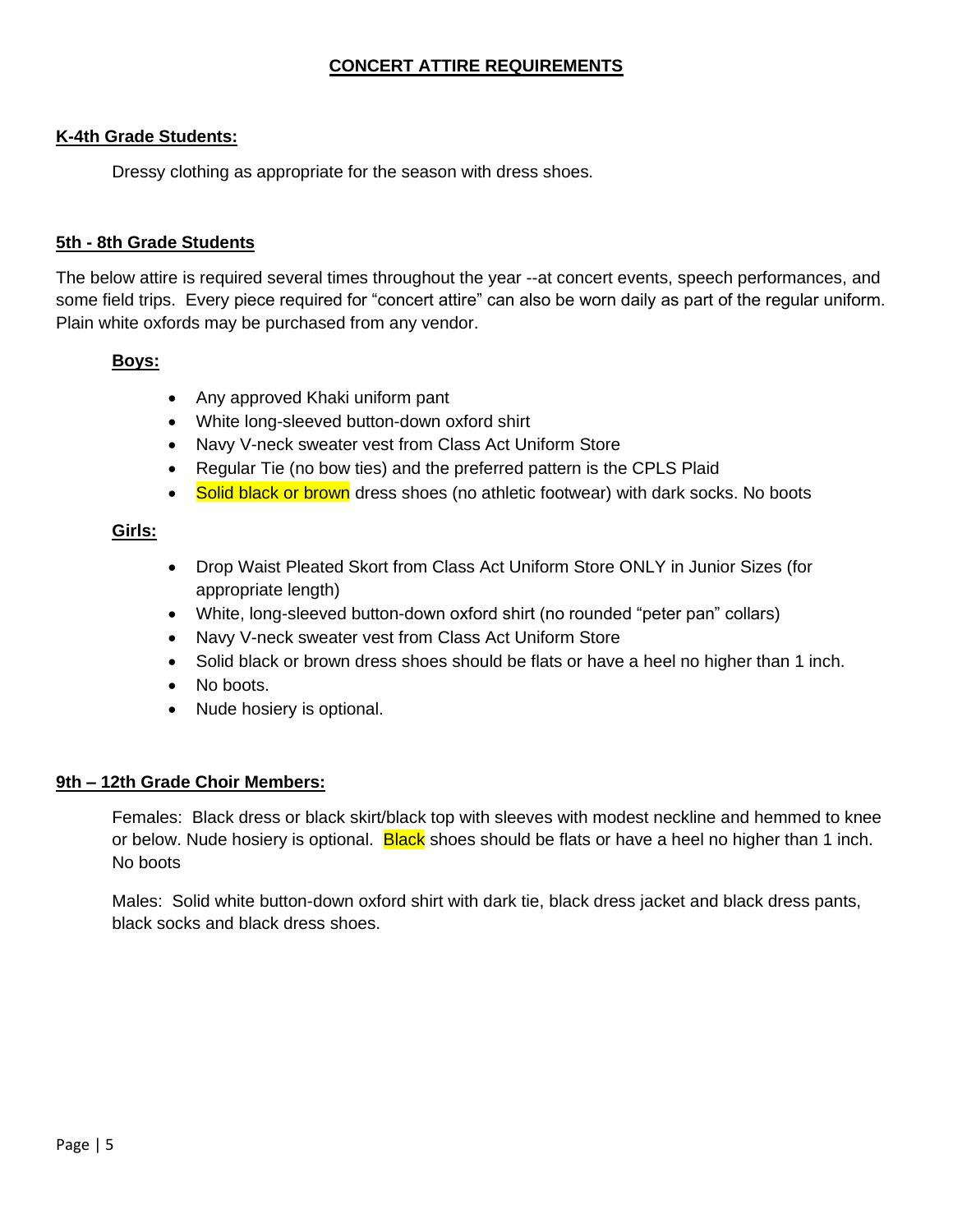# CONCERT ATTIRE REQUIREMENTS

## K-4th Grade Students:

Dressy clothing as appropriate for the season with dress shoes.

## 5th - 8th Grade Students

The below attire is required several times throughout the year --at concert events, speech performances, and some field trips. Every piece required for "concert attire" can also be worn daily as part of the regular uniform. Plain white oxfords may be purchased from any vendor.

### Boys:

- Any approved Khaki uniform pant
- White long-sleeved button-down oxford shirt
- Navy V-neck sweater vest from Class Act Uniform Store
- Regular Tie (no bow ties) and the preferred pattern is the CPLS Plaid
- Solid black or brown dress shoes (no athletic footwear) with dark socks. No boots

### Girls:

- Drop Waist Pleated Skort from Class Act Uniform Store ONLY in Junior Sizes (for appropriate length)
- White, long-sleeved button-down oxford shirt (no rounded "peter pan" collars)
- Navy V-neck sweater vest from Class Act Uniform Store
- Solid black or brown dress shoes should be flats or have a heel no higher than 1 inch.
- No boots.
- Nude hosiery is optional.

## 9th – 12th Grade Choir Members:

Females: Black dress or black skirt/black top with sleeves with modest neckline and hemmed to knee or below. Nude hosiery is optional. Black shoes should be flats or have a heel no higher than 1 inch. No boots

Males: Solid white button-down oxford shirt with dark tie, black dress jacket and black dress pants, black socks and black dress shoes.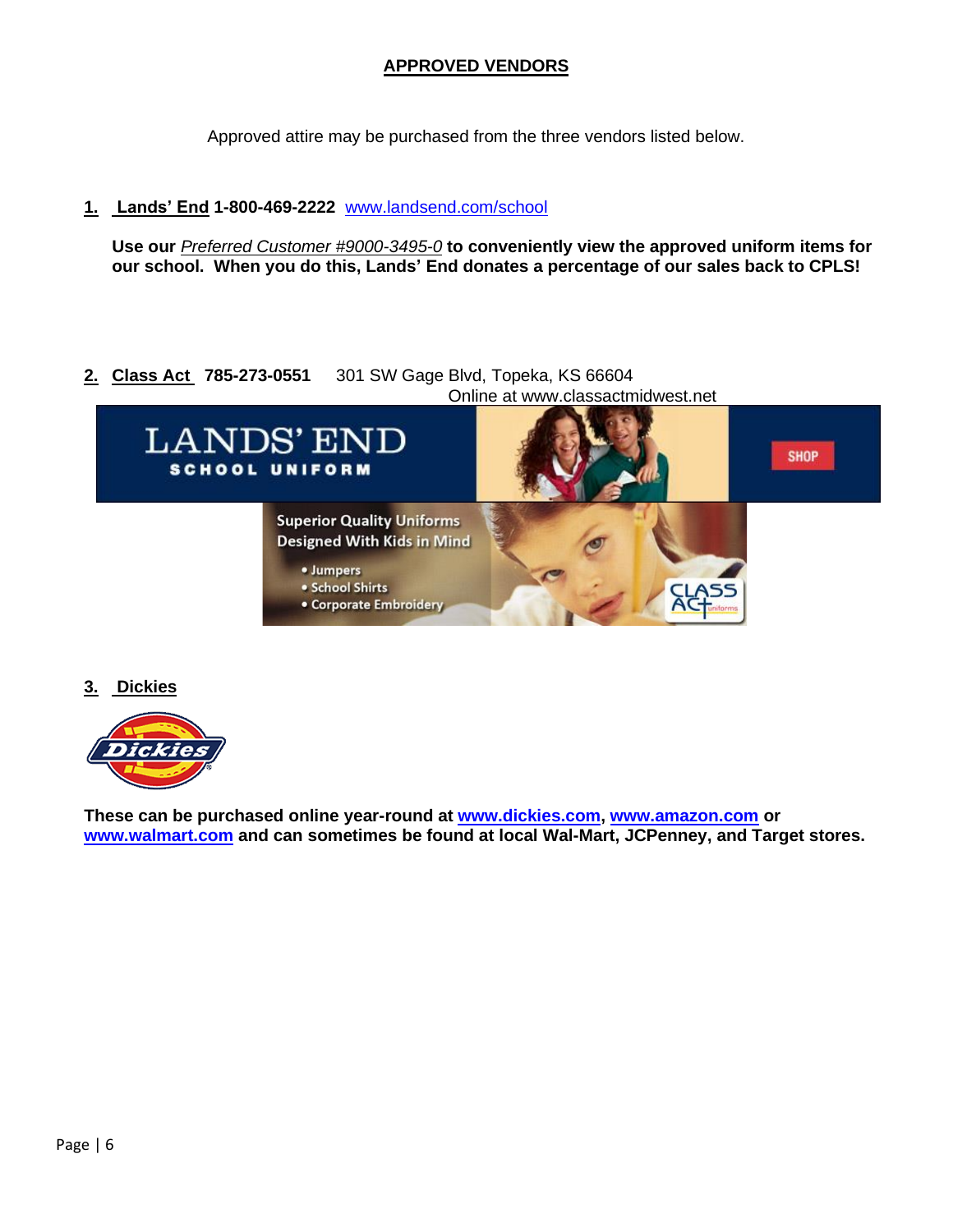## APPROVED VENDORS

Approved attire may be purchased from the three vendors listed below.

1. **Lands' End 1-800-469-2222** www.landsend.com/school

   **Use our** ***Preferred Customer #9000-3495-0*** **to conveniently view the approved uniform items for our school. When you do this, Lands' End donates a percentage of our sales back to CPLS!**

2. **Class Act 785-273-0551** 301 SW Gage Blvd, Topeka, KS 66604
   Online at www.classactmidwest.net

3. **Dickies**

**These can be purchased online year-round at www.dickies.com, www.amazon.com or www.walmart.com and can sometimes be found at local Wal-Mart, JCPenney, and Target stores.**